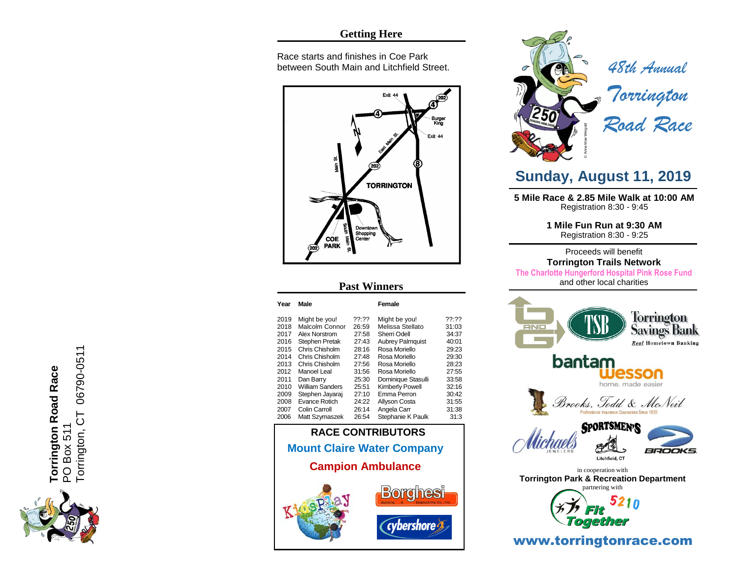Torrington Road Race
PO Box 511
Torrington, CT 06790-0511

## Getting Here

Race starts and finishes in Coe Park between South Main and Litchfield Street.

Exit 44
202
4
4
N
Burger King
Exit 44
East Main St.
Main St.
202
8
TORRINGTON
South Main St.
Downtown Shopping Center
COE PARK
202

## Past Winners

| Year | Male | | Female | |
|---|---|---|---|---|
| 2019 | Might be you! | ??:?? | Might be you! | ??:?? |
| 2018 | Malcolm Connor | 26:59 | Melissa Stellato | 31:03 |
| 2017 | Alex Norstrom | 27:58 | Sherri Odell | 34:37 |
| 2016 | Stephen Pretak | 27:43 | Aubrey Palmquist | 40:01 |
| 2015 | Chris Chisholm | 28:16 | Rosa Moriello | 29:23 |
| 2014 | Chris Chisholm | 27:48 | Rosa Moriello | 29:30 |
| 2013 | Chris Chisholm | 27:56 | Rosa Moriello | 28:23 |
| 2012 | Manoel Leal | 31:56 | Rosa Moriello | 27:55 |
| 2011 | Dan Barry | 25:30 | Dominique Stasulli | 33:58 |
| 2010 | William Sanders | 25:51 | Kimberly Powell | 32:16 |
| 2009 | Stephen Jayaraj | 27:10 | Emma Perron | 30:42 |
| 2008 | Evance Rotich | 24:22 | Allyson Costa | 31:55 |
| 2007 | Colin Carroll | 26:14 | Angela Carr | 31:38 |
| 2006 | Matt Szymaszek | 26:54 | Stephanie K Paulk | 31:3 |

## RACE CONTRIBUTORS

**Mount Claire Water Company**

**Campion Ambulance**

KidsPlay

Borghesi Building & Engineering Co., Inc.

cybershore

# 48th Annual Torrington Road Race

## Sunday, August 11, 2019

**5 Mile Race & 2.85 Mile Walk at 10:00 AM**
Registration 8:30 - 9:45

**1 Mile Fun Run at 9:30 AM**
Registration 8:30 - 9:25

Proceeds will benefit
**Torrington Trails Network**
**The Charlotte Hungerford Hospital Pink Rose Fund**
and other local charities

B and G

TSB Torrington Savings Bank *Real* Hometown Banking

bantam wesson home. made easier

Brooks, Todd & McNeil Professional Insurance Counselors Since 1839

Michaels Jewelers

Sportsmen's Litchfield, CT

BROOKS

in cooperation with
**Torrington Park & Recreation Department**
partnering with
5210 Fit Together

**www.torringtonrace.com**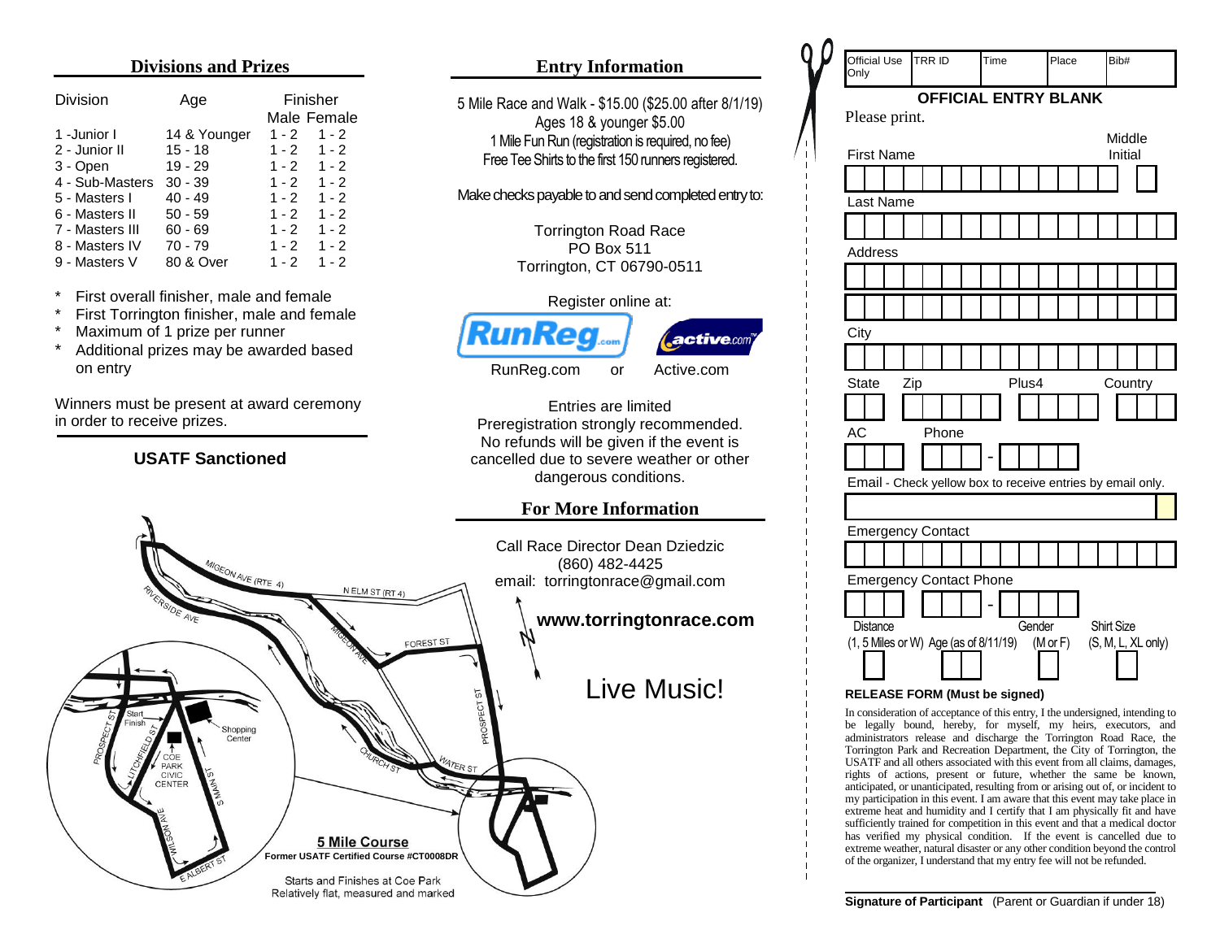## Divisions and Prizes

| Division | Age | Finisher Male | Finisher Female |
|---|---|---|---|
| 1 -Junior I | 14 & Younger | 1 - 2 | 1 - 2 |
| 2 - Junior II | 15 - 18 | 1 - 2 | 1 - 2 |
| 3 - Open | 19 - 29 | 1 - 2 | 1 - 2 |
| 4 - Sub-Masters | 30 - 39 | 1 - 2 | 1 - 2 |
| 5 - Masters I | 40 - 49 | 1 - 2 | 1 - 2 |
| 6 - Masters II | 50 - 59 | 1 - 2 | 1 - 2 |
| 7 - Masters III | 60 - 69 | 1 - 2 | 1 - 2 |
| 8 - Masters IV | 70 - 79 | 1 - 2 | 1 - 2 |
| 9 - Masters V | 80 & Over | 1 - 2 | 1 - 2 |

* First overall finisher, male and female
* First Torrington finisher, male and female
* Maximum of 1 prize per runner
* Additional prizes may be awarded based on entry

Winners must be present at award ceremony in order to receive prizes.

**USATF Sanctioned**

MIGEON AVE (RTE 4)
RIVERSIDE AVE
N ELM ST (RT 4)
MIGEON AVE
FOREST ST
PROSPECT ST
Start Finish
Shopping Center
COE PARK CIVIC CENTER
LITCHFIELD ST
S MAIN ST
CHURCH ST
WATER ST
WILSON AVE
E ALBERT ST
N

**5 Mile Course**
**Former USATF Certified Course #CT0008DR**

Starts and Finishes at Coe Park
Relatively flat, measured and marked

## Entry Information

5 Mile Race and Walk - $15.00 ($25.00 after 8/1/19)
Ages 18 & younger $5.00
1 Mile Fun Run (registration is required, no fee)
Free Tee Shirts to the first 150 runners registered.

Make checks payable to and send completed entry to:

Torrington Road Race
PO Box 511
Torrington, CT 06790-0511

Register online at:

RunReg.com or Active.com

Entries are limited
Preregistration strongly recommended.
No refunds will be given if the event is cancelled due to severe weather or other dangerous conditions.

## For More Information

Call Race Director Dean Dziedzic
(860) 482-4425
email: torringtonrace@gmail.com

**www.torringtonrace.com**

Live Music!

| Official Use Only | TRR ID | Time | Place | Bib# |
|---|---|---|---|---|
| | | | | |

### OFFICIAL ENTRY BLANK

Please print.

First Name | Middle Initial

Last Name

Address

City

State | Zip | Plus4 | Country

AC | Phone

Email - Check yellow box to receive entries by email only.

Emergency Contact

Emergency Contact Phone

Distance (1, 5 Miles or W) | Age (as of 8/11/19) | Gender (M or F) | Shirt Size (S, M, L, XL only)

**RELEASE FORM (Must be signed)**

In consideration of acceptance of this entry, I the undersigned, intending to be legally bound, hereby, for myself, my heirs, executors, and administrators release and discharge the Torrington Road Race, the Torrington Park and Recreation Department, the City of Torrington, the USATF and all others associated with this event from all claims, damages, rights of actions, present or future, whether the same be known, anticipated, or unanticipated, resulting from or arising out of, or incident to my participation in this event. I am aware that this event may take place in extreme heat and humidity and I certify that I am physically fit and have sufficiently trained for competition in this event and that a medical doctor has verified my physical condition. If the event is cancelled due to extreme weather, natural disaster or any other condition beyond the control of the organizer, I understand that my entry fee will not be refunded.

**Signature of Participant** (Parent or Guardian if under 18)